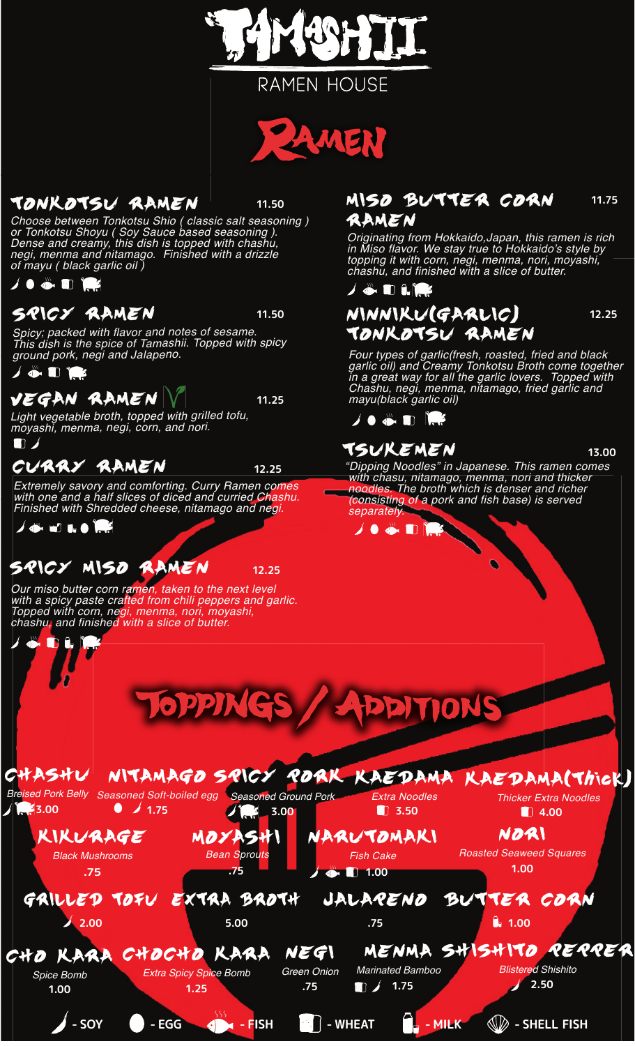# TAMASHII

RAMEN HOUSE

## RAMEN

### TONKOTSU RAMEN 11.50

*Choose between Tonkotsu Shio ( classic salt seasoning ) or Tonkotsu Shoyu ( Soy Sauce based seasoning ). Dense and creamy, this dish is topped with chashu, negi, menma and nitamago. Finished with a drizzle of mayu ( black garlic oil )*

### SPICY RAMEN 11.50

*Spicy; packed with flavor and notes of sesame. This dish is the spice of Tamashii. Topped with spicy ground pork, negi and Jalapeno.*

### VEGAN RAMEN 11.25

*Light vegetable broth, topped with grilled tofu, moyashi, menma, negi, corn, and nori.*

### CURRY RAMEN 12.25

*Extremely savory and comforting. Curry Ramen comes with one and a half slices of diced and curried Chashu. Finished with Shredded cheese, nitamago and negi.*

### SPICY MISO RAMEN 12.25

*Our miso butter corn ramen, taken to the next level with a spicy paste crafted from chili peppers and garlic. Topped with corn, negi, menma, nori, moyashi, chashu, and finished with a slice of butter.*

### MISO BUTTER CORN RAMEN 11.75

*Originating from Hokkaido,Japan, this ramen is rich in Miso flavor. We stay true to Hokkaido's style by topping it with corn, negi, menma, nori, moyashi, chashu, and finished with a slice of butter.*

### NINNIKU(GARLIC) TONKOTSU RAMEN 12.25

*Four types of garlic(fresh, roasted, fried and black garlic oil) and Creamy Tonkotsu Broth come together in a great way for all the garlic lovers. Topped with Chashu, negi, menma, nitamago, fried garlic and mayu(black garlic oil)*

### TSUKEMEN 13.00

*"Dipping Noodles" in Japanese. This ramen comes with chasu, nitamago, menma, nori and thicker noodles. The broth which is denser and richer (consisting of a pork and fish base) is served separately.*

## TOPPINGS / ADDITIONS

- **CHASHU** – *Breised Pork Belly* – 3.00
- **NITAMAGO** – *Seasoned Soft-boiled egg* – 1.75
- **SPICY PORK** – *Seasoned Ground Pork* – 3.00
- **KAEDAMA** – *Extra Noodles* – 3.50
- **KAEDAMA(Thick)** – *Thicker Extra Noodles* – 4.00
- **KIKURAGE** – *Black Mushrooms* – .75
- **MOYASHI** – *Bean Sprouts* – .75
- **NARUTOMAKI** – *Fish Cake* – 1.00
- **NORI** – *Roasted Seaweed Squares* – 1.00
- **GRILLED TOFU** – 2.00
- **EXTRA BROTH** – 5.00
- **JALAPENO** – .75
- **BUTTER CORN** – 1.00
- **CHO KARA** – *Spice Bomb* – 1.00
- **CHOCHO KARA** – *Extra Spicy Spice Bomb* – 1.25
- **NEGI** – *Green Onion* – .75
- **MENMA** – *Marinated Bamboo* – 1.75
- **SHISHITO PEPPER** – *Blistered Shishito* – 2.50

- SOY - EGG - FISH - WHEAT - MILK - SHELL FISH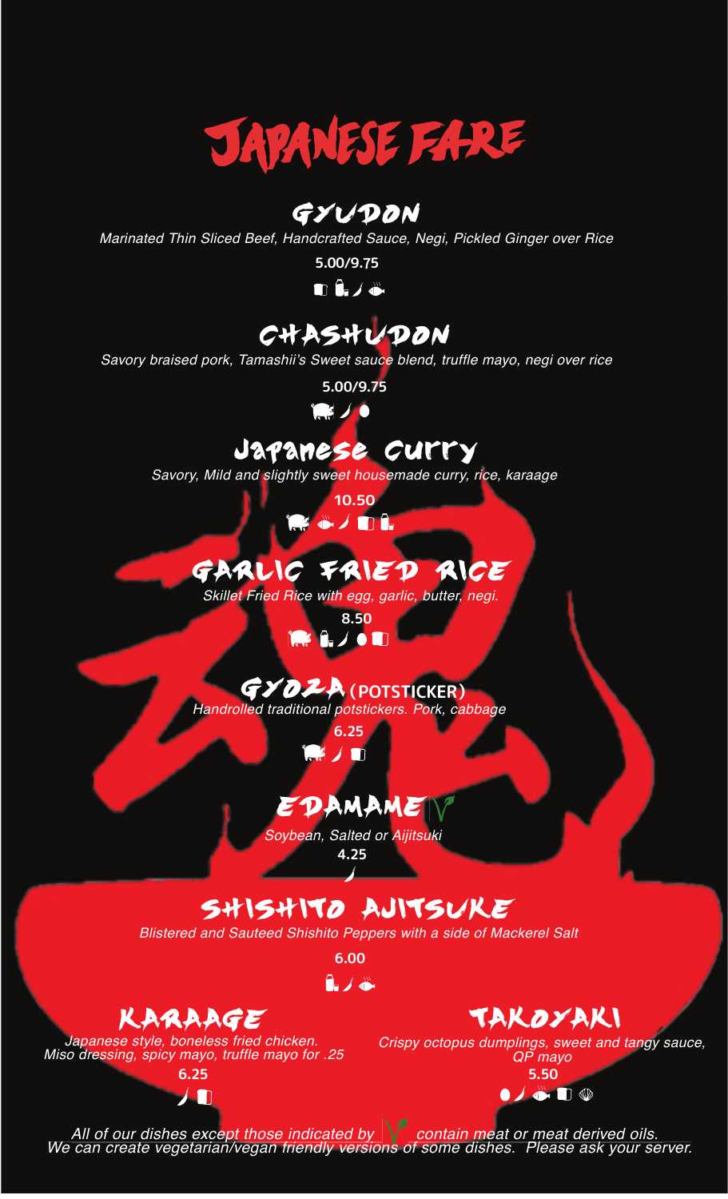# JAPANESE FARE

## GYUDON

*Marinated Thin Sliced Beef, Handcrafted Sauce, Negi, Pickled Ginger over Rice*

**5.00/9.75**

## CHASHUDON

*Savory braised pork, Tamashii's Sweet sauce blend, truffle mayo, negi over rice*

**5.00/9.75**

## Japanese Curry

*Savory, Mild and slightly sweet housemade curry, rice, karaage*

**10.50**

## GARLIC FRIED RICE

*Skillet Fried Rice with egg, garlic, butter, negi.*

**8.50**

## GYOZA (POTSTICKER)

*Handrolled traditional potstickers. Pork, cabbage*

**6.25**

## EDAMAME

*Soybean, Salted or Aijitsuki*

**4.25**

## SHISHITO AJITSUKE

*Blistered and Sauteed Shishito Peppers with a side of Mackerel Salt*

**6.00**

## KARAAGE

*Japanese style, boneless fried chicken. Miso dressing, spicy mayo, truffle mayo for .25*

**6.25**

## TAKOYAKI

*Crispy octopus dumplings, sweet and tangy sauce, QP mayo*

**5.50**

*All of our dishes except those indicated by contain meat or meat derived oils. We can create vegetarian/vegan friendly versions of some dishes. Please ask your server.*